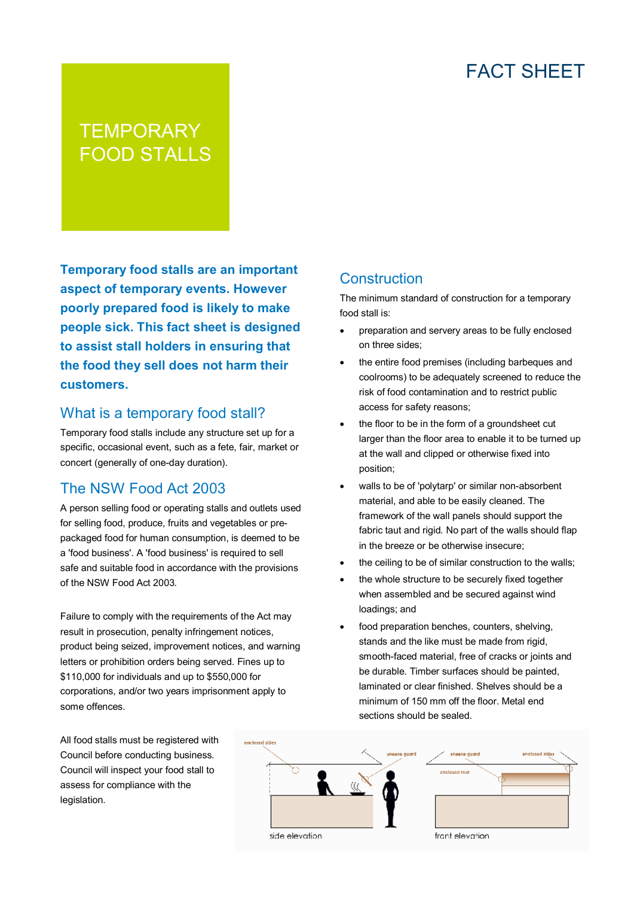FACT SHEET

# TEMPORARY FOOD STALLS

**Temporary food stalls are an important aspect of temporary events. However poorly prepared food is likely to make people sick. This fact sheet is designed to assist stall holders in ensuring that the food they sell does not harm their customers.**

## What is a temporary food stall?

Temporary food stalls include any structure set up for a specific, occasional event, such as a fete, fair, market or concert (generally of one-day duration).

## The NSW Food Act 2003

A person selling food or operating stalls and outlets used for selling food, produce, fruits and vegetables or pre-packaged food for human consumption, is deemed to be a 'food business'. A 'food business' is required to sell safe and suitable food in accordance with the provisions of the NSW Food Act 2003.

Failure to comply with the requirements of the Act may result in prosecution, penalty infringement notices, product being seized, improvement notices, and warning letters or prohibition orders being served. Fines up to $110,000 for individuals and up to $550,000 for corporations, and/or two years imprisonment apply to some offences.

All food stalls must be registered with Council before conducting business. Council will inspect your food stall to assess for compliance with the legislation.

## Construction

The minimum standard of construction for a temporary food stall is:

- preparation and servery areas to be fully enclosed on three sides;
- the entire food premises (including barbeques and coolrooms) to be adequately screened to reduce the risk of food contamination and to restrict public access for safety reasons;
- the floor to be in the form of a groundsheet cut larger than the floor area to enable it to be turned up at the wall and clipped or otherwise fixed into position;
- walls to be of 'polytarp' or similar non-absorbent material, and able to be easily cleaned. The framework of the wall panels should support the fabric taut and rigid. No part of the walls should flap in the breeze or be otherwise insecure;
- the ceiling to be of similar construction to the walls;
- the whole structure to be securely fixed together when assembled and be secured against wind loadings; and
- food preparation benches, counters, shelving, stands and the like must be made from rigid, smooth-faced material, free of cracks or joints and be durable. Timber surfaces should be painted, laminated or clear finished. Shelves should be a minimum of 150 mm off the floor. Metal end sections should be sealed.

enclosed sides, sneeze guard — side elevation

sneeze guard, enclosed sides, enclosed rear — front elevation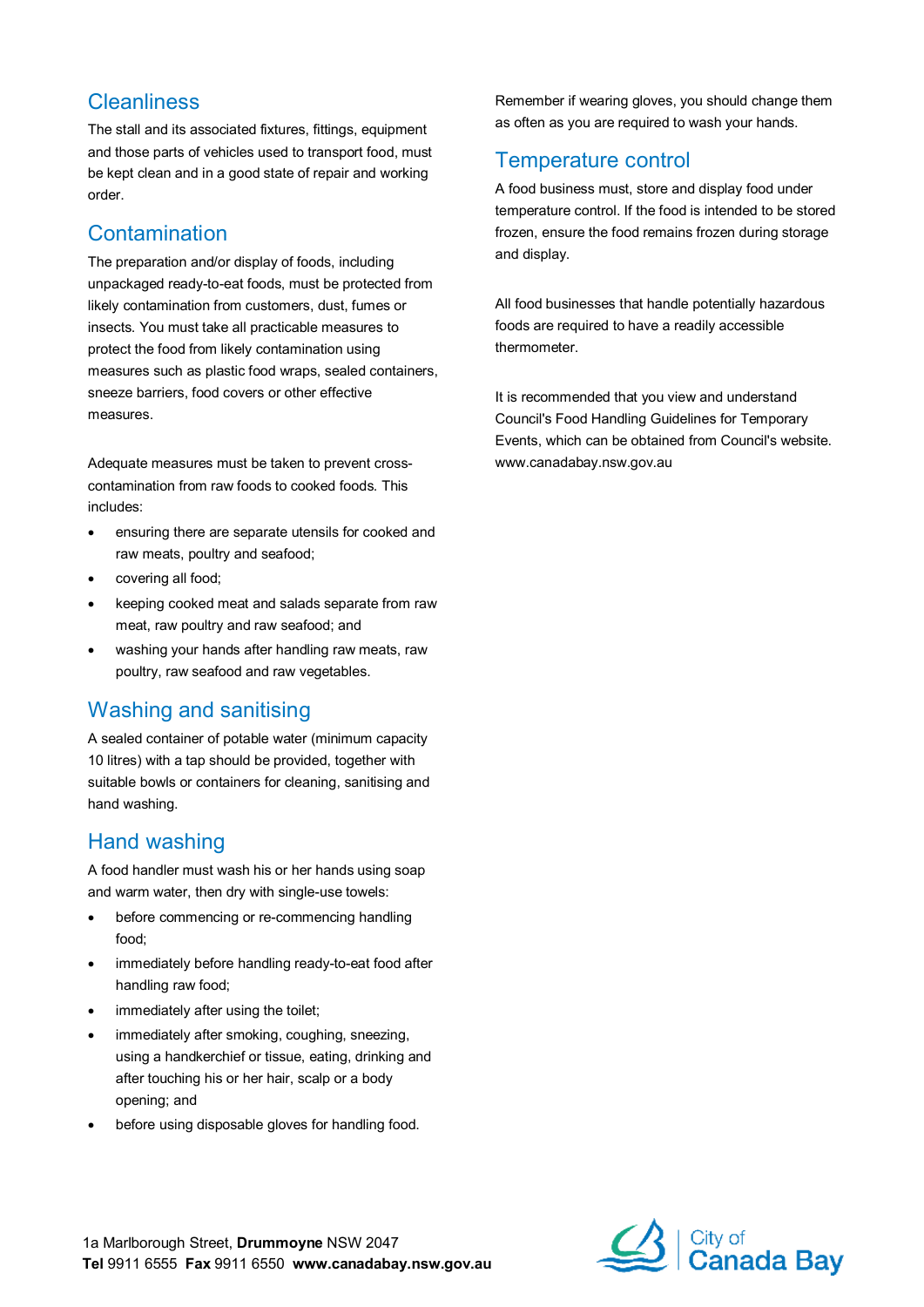## Cleanliness

The stall and its associated fixtures, fittings, equipment and those parts of vehicles used to transport food, must be kept clean and in a good state of repair and working order.

## Contamination

The preparation and/or display of foods, including unpackaged ready-to-eat foods, must be protected from likely contamination from customers, dust, fumes or insects. You must take all practicable measures to protect the food from likely contamination using measures such as plastic food wraps, sealed containers, sneeze barriers, food covers or other effective measures.

Adequate measures must be taken to prevent cross-contamination from raw foods to cooked foods. This includes:

- ensuring there are separate utensils for cooked and raw meats, poultry and seafood;
- covering all food;
- keeping cooked meat and salads separate from raw meat, raw poultry and raw seafood; and
- washing your hands after handling raw meats, raw poultry, raw seafood and raw vegetables.

## Washing and sanitising

A sealed container of potable water (minimum capacity 10 litres) with a tap should be provided, together with suitable bowls or containers for cleaning, sanitising and hand washing.

## Hand washing

A food handler must wash his or her hands using soap and warm water, then dry with single-use towels:

- before commencing or re-commencing handling food;
- immediately before handling ready-to-eat food after handling raw food;
- immediately after using the toilet;
- immediately after smoking, coughing, sneezing, using a handkerchief or tissue, eating, drinking and after touching his or her hair, scalp or a body opening; and
- before using disposable gloves for handling food.

Remember if wearing gloves, you should change them as often as you are required to wash your hands.

## Temperature control

A food business must, store and display food under temperature control. If the food is intended to be stored frozen, ensure the food remains frozen during storage and display.

All food businesses that handle potentially hazardous foods are required to have a readily accessible thermometer.

It is recommended that you view and understand Council's Food Handling Guidelines for Temporary Events, which can be obtained from Council's website. www.canadabay.nsw.gov.au

1a Marlborough Street, **Drummoyne** NSW 2047
**Tel** 9911 6555 **Fax** 9911 6550 **www.canadabay.nsw.gov.au**

City of Canada Bay